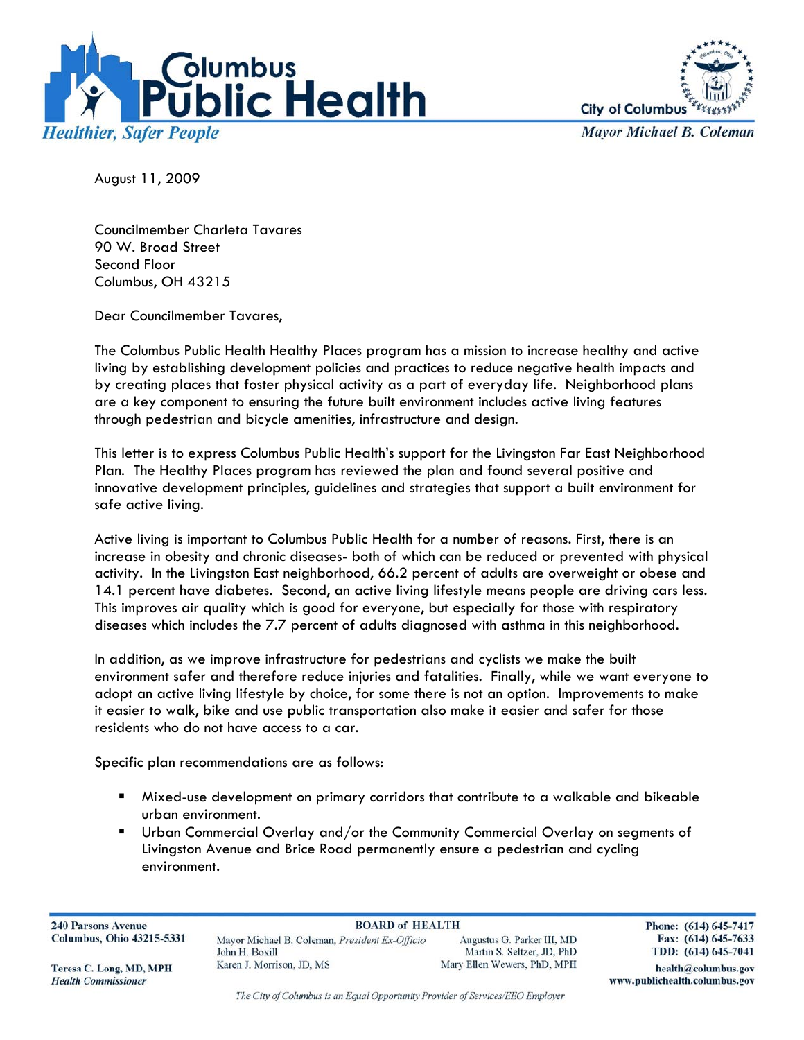**Columbus Public Health**

*Healthier, Safer People*

City of Columbus

*Mayor Michael B. Coleman*

August 11, 2009

Councilmember Charleta Tavares
90 W. Broad Street
Second Floor
Columbus, OH 43215

Dear Councilmember Tavares,

The Columbus Public Health Healthy Places program has a mission to increase healthy and active living by establishing development policies and practices to reduce negative health impacts and by creating places that foster physical activity as a part of everyday life. Neighborhood plans are a key component to ensuring the future built environment includes active living features through pedestrian and bicycle amenities, infrastructure and design.

This letter is to express Columbus Public Health's support for the Livingston Far East Neighborhood Plan. The Healthy Places program has reviewed the plan and found several positive and innovative development principles, guidelines and strategies that support a built environment for safe active living.

Active living is important to Columbus Public Health for a number of reasons. First, there is an increase in obesity and chronic diseases- both of which can be reduced or prevented with physical activity. In the Livingston East neighborhood, 66.2 percent of adults are overweight or obese and 14.1 percent have diabetes. Second, an active living lifestyle means people are driving cars less. This improves air quality which is good for everyone, but especially for those with respiratory diseases which includes the 7.7 percent of adults diagnosed with asthma in this neighborhood.

In addition, as we improve infrastructure for pedestrians and cyclists we make the built environment safer and therefore reduce injuries and fatalities. Finally, while we want everyone to adopt an active living lifestyle by choice, for some there is not an option. Improvements to make it easier to walk, bike and use public transportation also make it easier and safer for those residents who do not have access to a car.

Specific plan recommendations are as follows:

- Mixed-use development on primary corridors that contribute to a walkable and bikeable urban environment.
- Urban Commercial Overlay and/or the Community Commercial Overlay on segments of Livingston Avenue and Brice Road permanently ensure a pedestrian and cycling environment.

**240 Parsons Avenue**
**Columbus, Ohio 43215-5331**

**Teresa C. Long, MD, MPH**
***Health Commissioner***

**BOARD of HEALTH**
Mayor Michael B. Coleman, *President Ex-Officio*
John H. Boxill
Karen J. Morrison, JD, MS
Augustus G. Parker III, MD
Martin S. Seltzer, JD, PhD
Mary Ellen Wewers, PhD, MPH

**Phone: (614) 645-7417**
**Fax: (614) 645-7633**
**TDD: (614) 645-7041**
**health@columbus.gov**
**www.publichealth.columbus.gov**

*The City of Columbus is an Equal Opportunity Provider of Services/EEO Employer*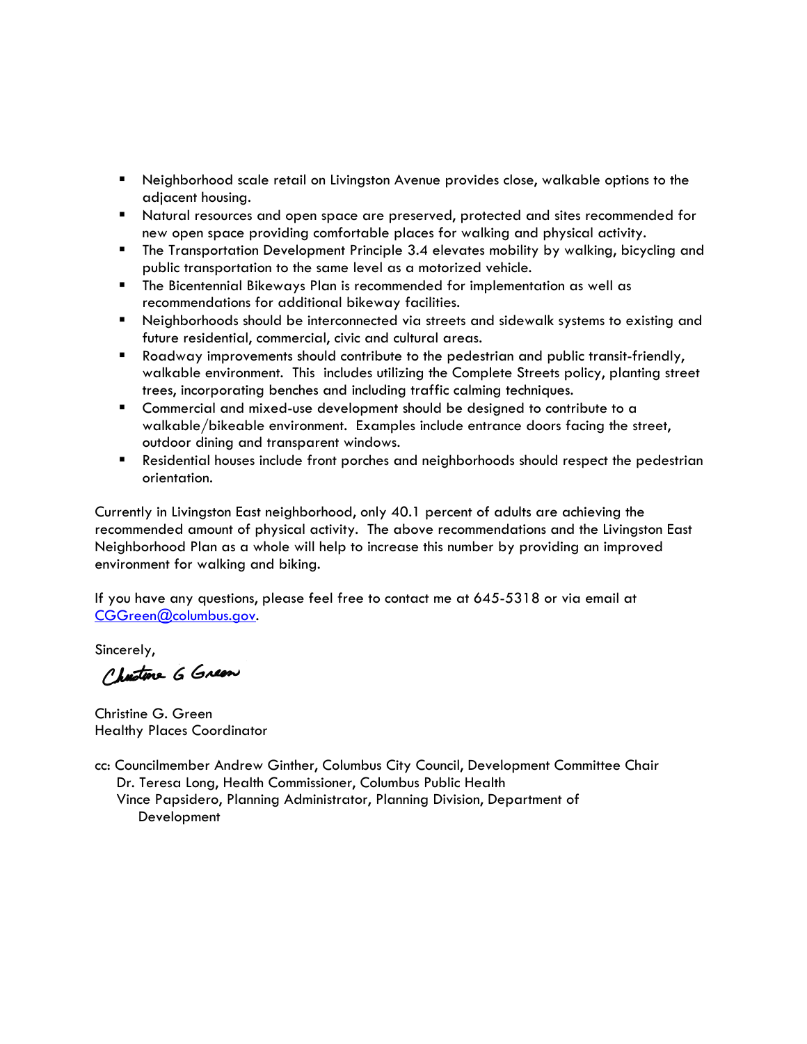- Neighborhood scale retail on Livingston Avenue provides close, walkable options to the adjacent housing.
- Natural resources and open space are preserved, protected and sites recommended for new open space providing comfortable places for walking and physical activity.
- The Transportation Development Principle 3.4 elevates mobility by walking, bicycling and public transportation to the same level as a motorized vehicle.
- The Bicentennial Bikeways Plan is recommended for implementation as well as recommendations for additional bikeway facilities.
- Neighborhoods should be interconnected via streets and sidewalk systems to existing and future residential, commercial, civic and cultural areas.
- Roadway improvements should contribute to the pedestrian and public transit-friendly, walkable environment. This includes utilizing the Complete Streets policy, planting street trees, incorporating benches and including traffic calming techniques.
- Commercial and mixed-use development should be designed to contribute to a walkable/bikeable environment. Examples include entrance doors facing the street, outdoor dining and transparent windows.
- Residential houses include front porches and neighborhoods should respect the pedestrian orientation.

Currently in Livingston East neighborhood, only 40.1 percent of adults are achieving the recommended amount of physical activity. The above recommendations and the Livingston East Neighborhood Plan as a whole will help to increase this number by providing an improved environment for walking and biking.

If you have any questions, please feel free to contact me at 645-5318 or via email at CGGreen@columbus.gov.

Sincerely,

Christine G. Green

Christine G. Green
Healthy Places Coordinator

cc: Councilmember Andrew Ginther, Columbus City Council, Development Committee Chair
Dr. Teresa Long, Health Commissioner, Columbus Public Health
Vince Papsidero, Planning Administrator, Planning Division, Department of Development